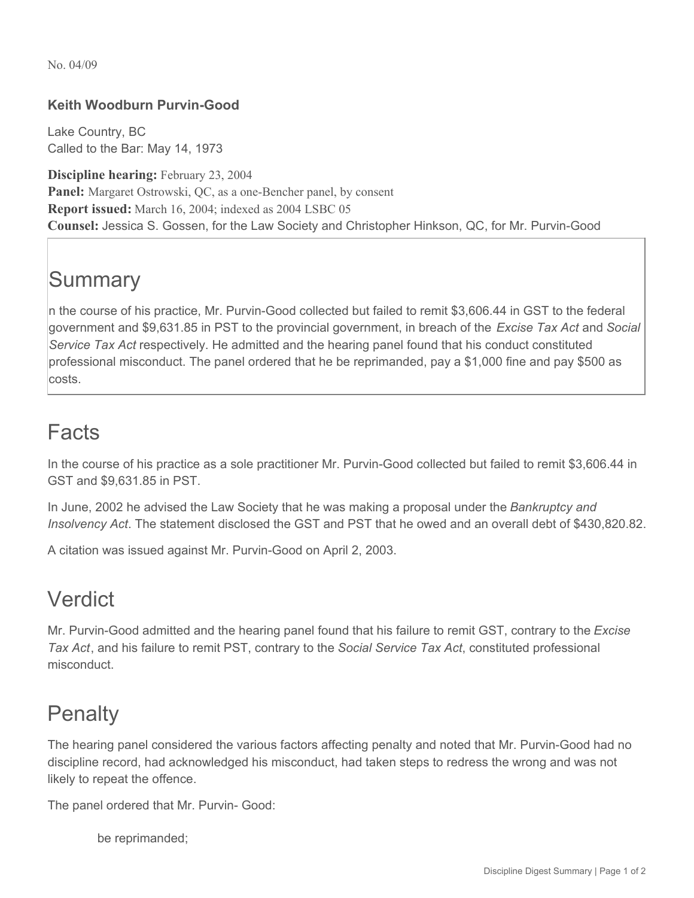No. 04/09

**Keith Woodburn Purvin-Good**

Lake Country, BC
Called to the Bar: May 14, 1973

**Discipline hearing:** February 23, 2004
**Panel:** Margaret Ostrowski, QC, as a one-Bencher panel, by consent
**Report issued:** March 16, 2004; indexed as 2004 LSBC 05
**Counsel:** Jessica S. Gossen, for the Law Society and Christopher Hinkson, QC, for Mr. Purvin-Good

## Summary

n the course of his practice, Mr. Purvin-Good collected but failed to remit $3,606.44 in GST to the federal government and $9,631.85 in PST to the provincial government, in breach of the *Excise Tax Act* and *Social Service Tax Act* respectively. He admitted and the hearing panel found that his conduct constituted professional misconduct. The panel ordered that he be reprimanded, pay a $1,000 fine and pay $500 as costs.

## Facts

In the course of his practice as a sole practitioner Mr. Purvin-Good collected but failed to remit $3,606.44 in GST and $9,631.85 in PST.

In June, 2002 he advised the Law Society that he was making a proposal under the *Bankruptcy and Insolvency Act*. The statement disclosed the GST and PST that he owed and an overall debt of $430,820.82.

A citation was issued against Mr. Purvin-Good on April 2, 2003.

## Verdict

Mr. Purvin-Good admitted and the hearing panel found that his failure to remit GST, contrary to the *Excise Tax Act*, and his failure to remit PST, contrary to the *Social Service Tax Act*, constituted professional misconduct.

## Penalty

The hearing panel considered the various factors affecting penalty and noted that Mr. Purvin-Good had no discipline record, had acknowledged his misconduct, had taken steps to redress the wrong and was not likely to repeat the offence.

The panel ordered that Mr. Purvin- Good:

- be reprimanded;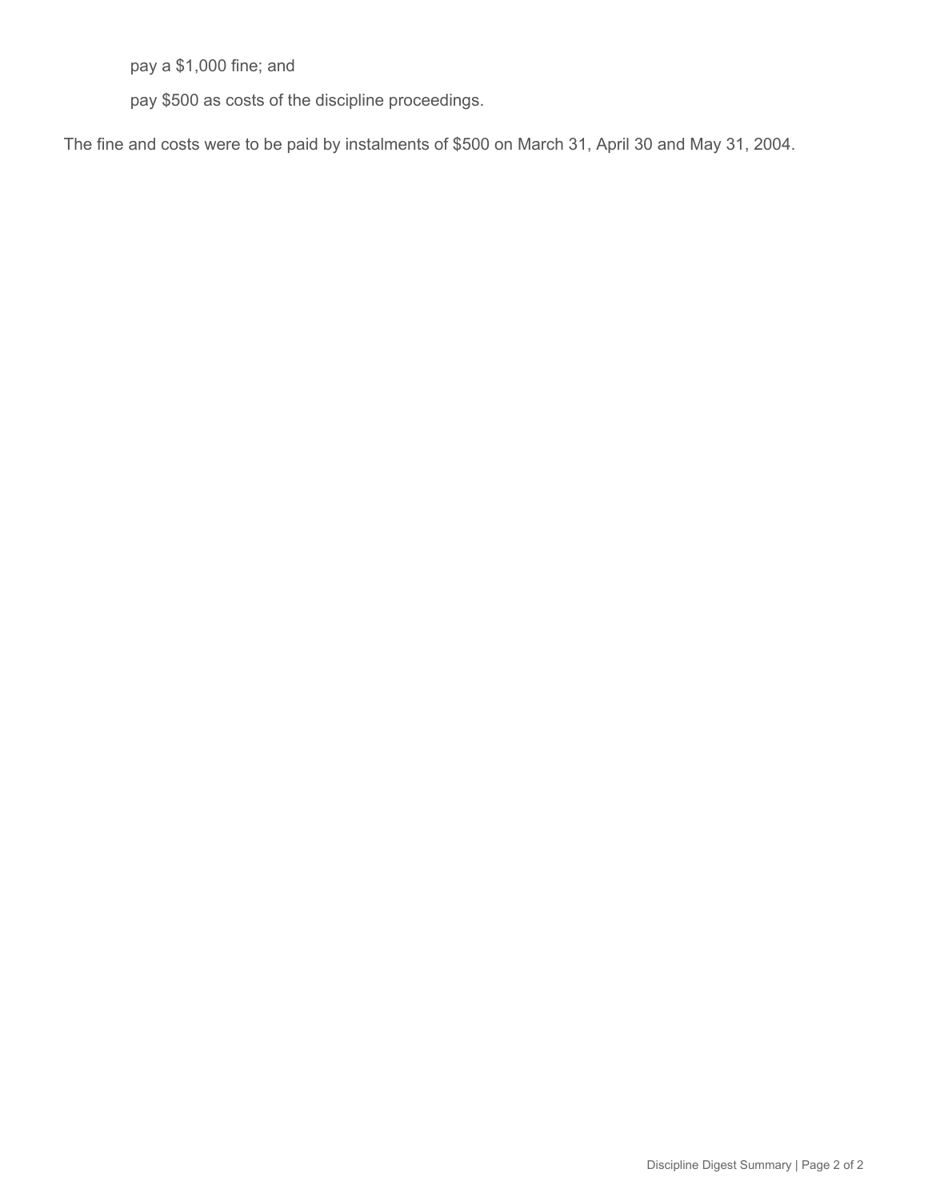- pay a $1,000 fine; and
- pay $500 as costs of the discipline proceedings.

The fine and costs were to be paid by instalments of $500 on March 31, April 30 and May 31, 2004.